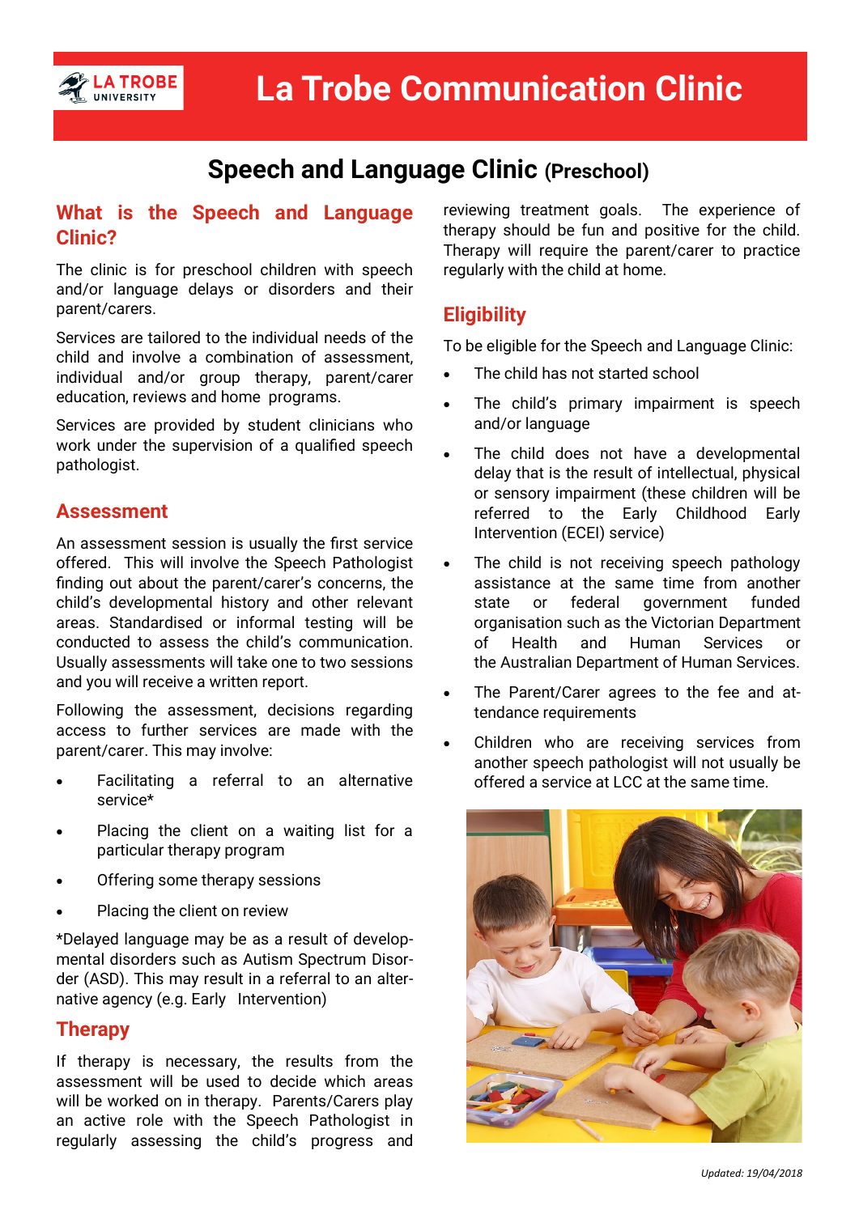# La Trobe Communication Clinic

## Speech and Language Clinic (Preschool)

### What is the Speech and Language Clinic?

The clinic is for preschool children with speech and/or language delays or disorders and their parent/carers.

Services are tailored to the individual needs of the child and involve a combination of assessment, individual and/or group therapy, parent/carer education, reviews and home programs.

Services are provided by student clinicians who work under the supervision of a qualified speech pathologist.

### Assessment

An assessment session is usually the first service offered. This will involve the Speech Pathologist finding out about the parent/carer's concerns, the child's developmental history and other relevant areas. Standardised or informal testing will be conducted to assess the child's communication. Usually assessments will take one to two sessions and you will receive a written report.

Following the assessment, decisions regarding access to further services are made with the parent/carer. This may involve:

- Facilitating a referral to an alternative service*
- Placing the client on a waiting list for a particular therapy program
- Offering some therapy sessions
- Placing the client on review

*Delayed language may be as a result of developmental disorders such as Autism Spectrum Disorder (ASD). This may result in a referral to an alternative agency (e.g. Early Intervention)

### Therapy

If therapy is necessary, the results from the assessment will be used to decide which areas will be worked on in therapy. Parents/Carers play an active role with the Speech Pathologist in regularly assessing the child's progress and reviewing treatment goals. The experience of therapy should be fun and positive for the child. Therapy will require the parent/carer to practice regularly with the child at home.

### Eligibility

To be eligible for the Speech and Language Clinic:

- The child has not started school
- The child's primary impairment is speech and/or language
- The child does not have a developmental delay that is the result of intellectual, physical or sensory impairment (these children will be referred to the Early Childhood Early Intervention (ECEI) service)
- The child is not receiving speech pathology assistance at the same time from another state or federal government funded organisation such as the Victorian Department of Health and Human Services or the Australian Department of Human Services.
- The Parent/Carer agrees to the fee and attendance requirements
- Children who are receiving services from another speech pathologist will not usually be offered a service at LCC at the same time.

*Updated: 19/04/2018*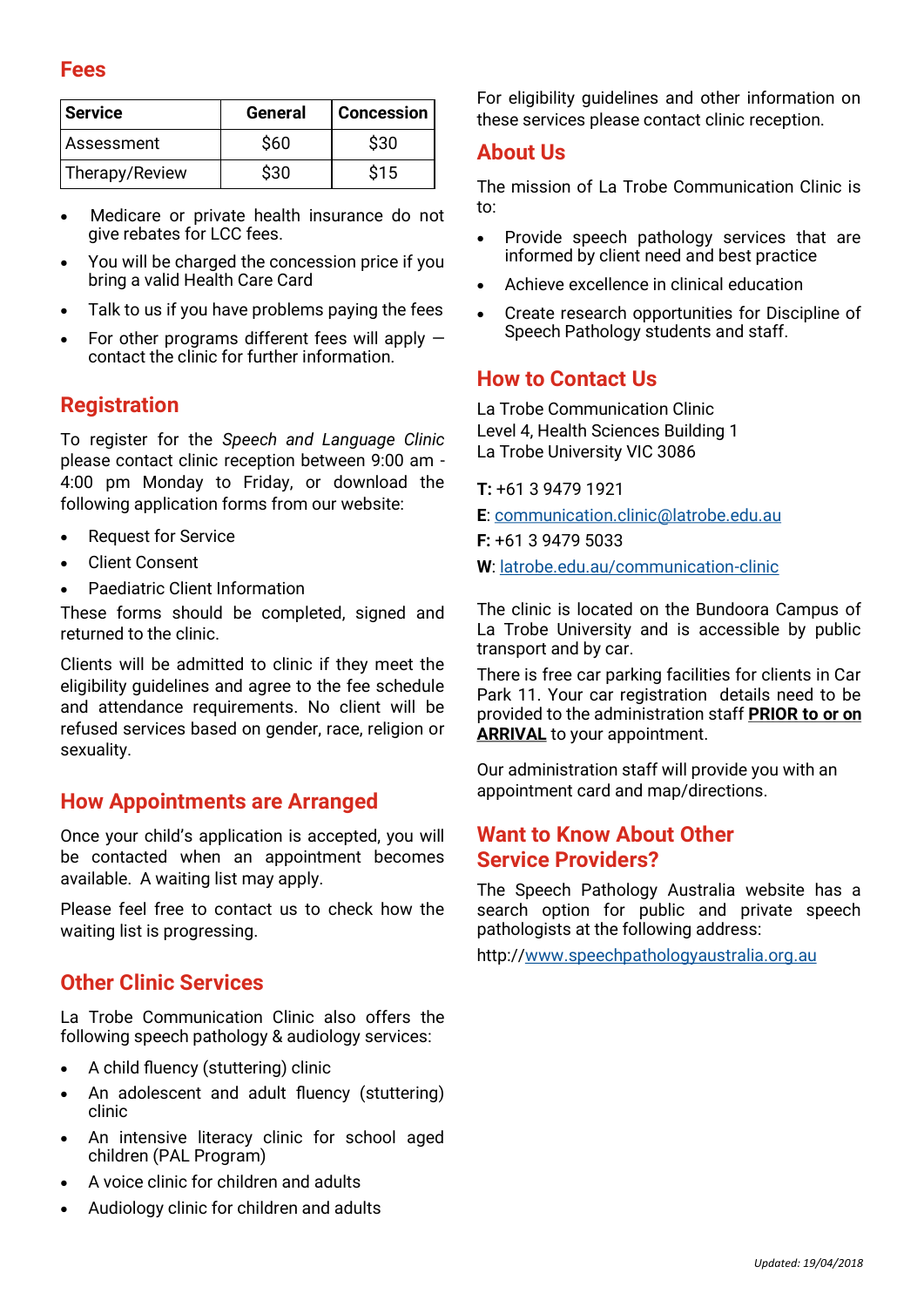## Fees

| Service | General | Concession |
| --- | --- | --- |
| Assessment | $60 | $30 |
| Therapy/Review | $30 | $15 |

- Medicare or private health insurance do not give rebates for LCC fees.
- You will be charged the concession price if you bring a valid Health Care Card
- Talk to us if you have problems paying the fees
- For other programs different fees will apply — contact the clinic for further information.

## Registration

To register for the *Speech and Language Clinic* please contact clinic reception between 9:00 am - 4:00 pm Monday to Friday, or download the following application forms from our website:

- Request for Service
- Client Consent
- Paediatric Client Information

These forms should be completed, signed and returned to the clinic.

Clients will be admitted to clinic if they meet the eligibility guidelines and agree to the fee schedule and attendance requirements. No client will be refused services based on gender, race, religion or sexuality.

## How Appointments are Arranged

Once your child's application is accepted, you will be contacted when an appointment becomes available. A waiting list may apply.

Please feel free to contact us to check how the waiting list is progressing.

## Other Clinic Services

La Trobe Communication Clinic also offers the following speech pathology & audiology services:

- A child fluency (stuttering) clinic
- An adolescent and adult fluency (stuttering) clinic
- An intensive literacy clinic for school aged children (PAL Program)
- A voice clinic for children and adults
- Audiology clinic for children and adults

For eligibility guidelines and other information on these services please contact clinic reception.

## About Us

The mission of La Trobe Communication Clinic is to:

- Provide speech pathology services that are informed by client need and best practice
- Achieve excellence in clinical education
- Create research opportunities for Discipline of Speech Pathology students and staff.

## How to Contact Us

La Trobe Communication Clinic
Level 4, Health Sciences Building 1
La Trobe University VIC 3086

**T:** +61 3 9479 1921

**E**: communication.clinic@latrobe.edu.au

**F:** +61 3 9479 5033

**W**: latrobe.edu.au/communication-clinic

The clinic is located on the Bundoora Campus of La Trobe University and is accessible by public transport and by car.

There is free car parking facilities for clients in Car Park 11. Your car registration details need to be provided to the administration staff **PRIOR to or on ARRIVAL** to your appointment.

Our administration staff will provide you with an appointment card and map/directions.

## Want to Know About Other Service Providers?

The Speech Pathology Australia website has a search option for public and private speech pathologists at the following address:

http://www.speechpathologyaustralia.org.au

*Updated: 19/04/2018*